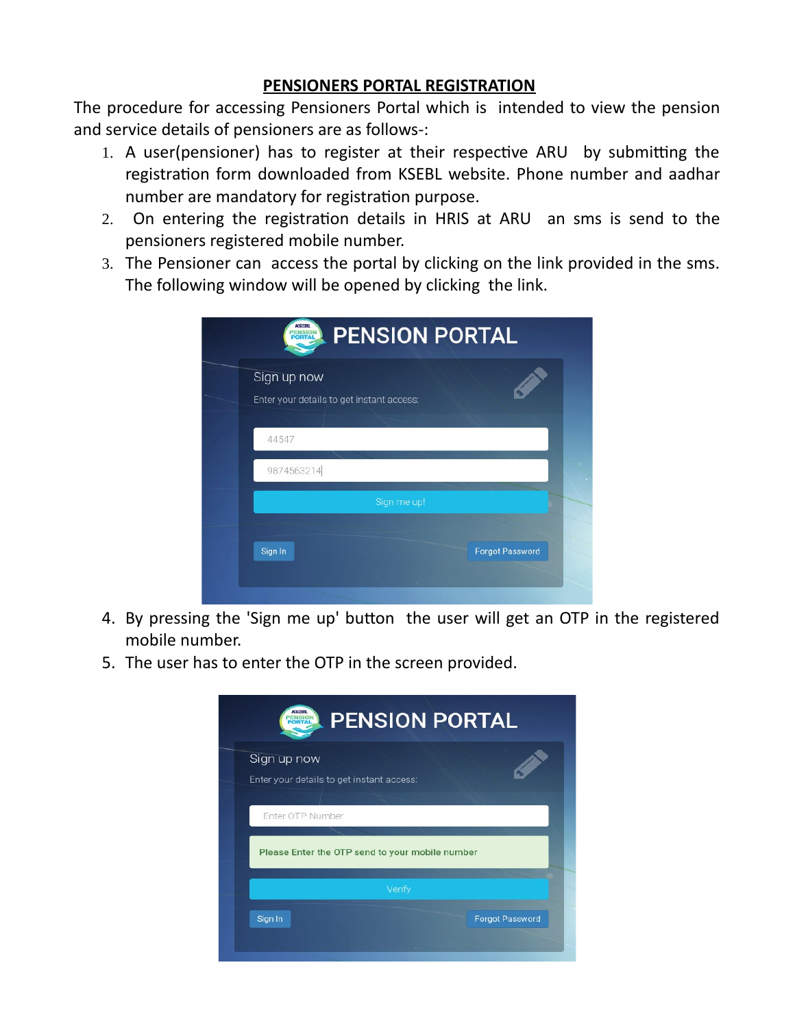# PENSIONERS PORTAL REGISTRATION

The procedure for accessing Pensioners Portal which is intended to view the pension and service details of pensioners are as follows-:

1. A user(pensioner) has to register at their respective ARU by submitting the registration form downloaded from KSEBL website. Phone number and aadhar number are mandatory for registration purpose.
2. On entering the registration details in HRIS at ARU an sms is send to the pensioners registered mobile number.
3. The Pensioner can access the portal by clicking on the link provided in the sms. The following window will be opened by clicking the link.

PENSION PORTAL

Sign up now

Enter your details to get instant access:

44547

9874563214

Sign me up!

Sign In | Forgot Password

4. By pressing the 'Sign me up' button the user will get an OTP in the registered mobile number.
5. The user has to enter the OTP in the screen provided.

PENSION PORTAL

Sign up now

Enter your details to get instant access:

Enter OTP Number

Please Enter the OTP send to your mobile number

Verify

Sign In | Forgot Password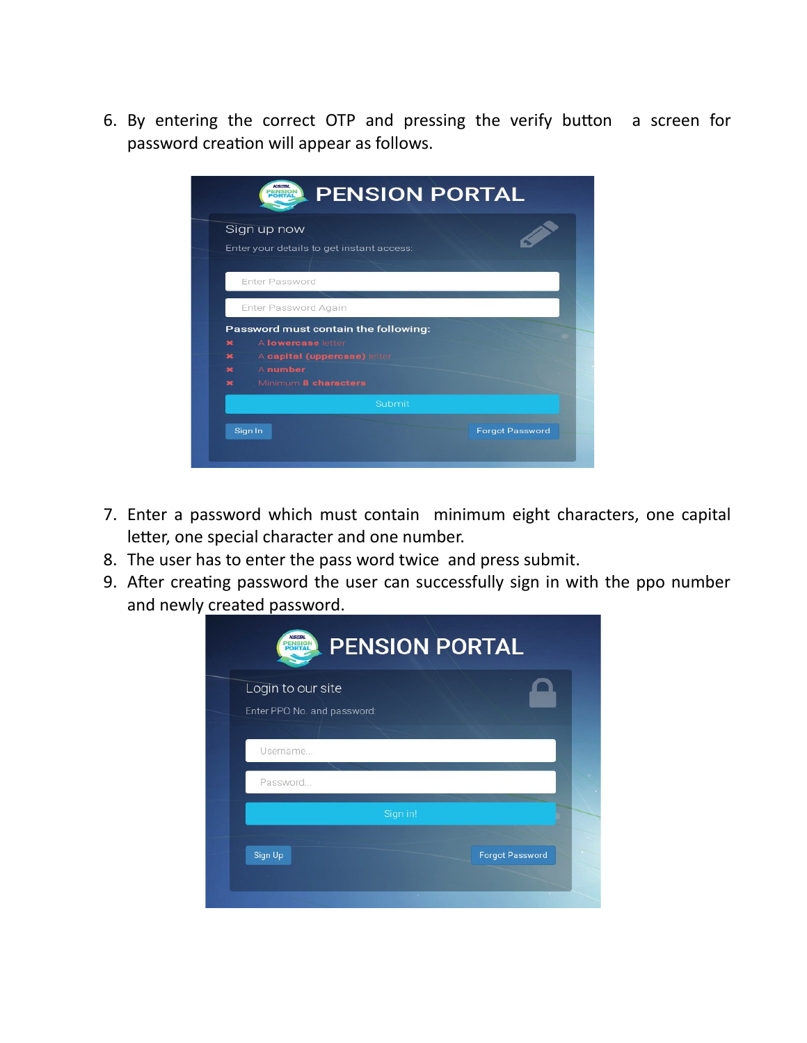6. By entering the correct OTP and pressing the verify button a screen for password creation will appear as follows.

PENSION PORTAL

Sign up now

Enter your details to get instant access:

Enter Password

Enter Password Again

**Password must contain the following:**

- A **lowercase** letter
- A **capital (uppercase)** letter
- A **number**
- Minimum **8 characters**

Submit

Sign In Forgot Password

7. Enter a password which must contain minimum eight characters, one capital letter, one special character and one number.
8. The user has to enter the pass word twice and press submit.
9. After creating password the user can successfully sign in with the ppo number and newly created password.

PENSION PORTAL

Login to our site

Enter PPO No. and password

Username...

Password...

Sign in!

Sign Up Forgot Password